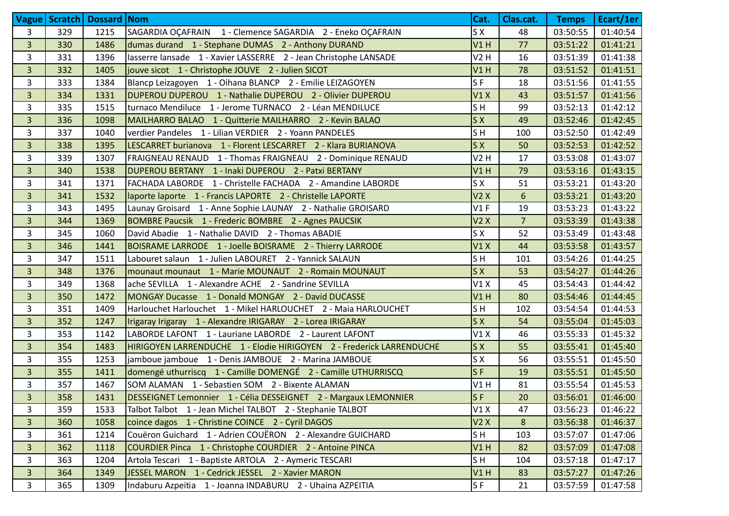| Vague | Scratch | Dossard | Nom | Cat. | Clas.cat. | Temps | Ecart/1er |
|---|---|---|---|---|---|---|---|
| 3 | 329 | 1215 | SAGARDIA OÇAFRAIN 1 - Clemence SAGARDIA 2 - Eneko OÇAFRAIN | S X | 48 | 03:50:55 | 01:40:54 |
| 3 | 330 | 1486 | dumas durand 1 - Stephane DUMAS 2 - Anthony DURAND | V1 H | 77 | 03:51:22 | 01:41:21 |
| 3 | 331 | 1396 | lasserre lansade 1 - Xavier LASSERRE 2 - Jean Christophe LANSADE | V2 H | 16 | 03:51:39 | 01:41:38 |
| 3 | 332 | 1405 | jouve sicot 1 - Christophe JOUVE 2 - Julien SICOT | V1 H | 78 | 03:51:52 | 01:41:51 |
| 3 | 333 | 1384 | Blancp Leizagoyen 1 - Oihana BLANCP 2 - Emilie LEIZAGOYEN | S F | 18 | 03:51:56 | 01:41:55 |
| 3 | 334 | 1331 | DUPEROU DUPEROU 1 - Nathalie DUPEROU 2 - Olivier DUPEROU | V1 X | 43 | 03:51:57 | 01:41:56 |
| 3 | 335 | 1515 | turnaco Mendiluce 1 - Jerome TURNACO 2 - Léan MENDILUCE | S H | 99 | 03:52:13 | 01:42:12 |
| 3 | 336 | 1098 | MAILHARRO BALAO 1 - Quitterie MAILHARRO 2 - Kevin BALAO | S X | 49 | 03:52:46 | 01:42:45 |
| 3 | 337 | 1040 | verdier Pandeles 1 - Lilian VERDIER 2 - Yoann PANDELES | S H | 100 | 03:52:50 | 01:42:49 |
| 3 | 338 | 1395 | LESCARRET burianova 1 - Florent LESCARRET 2 - Klara BURIANOVA | S X | 50 | 03:52:53 | 01:42:52 |
| 3 | 339 | 1307 | FRAIGNEAU RENAUD 1 - Thomas FRAIGNEAU 2 - Dominique RENAUD | V2 H | 17 | 03:53:08 | 01:43:07 |
| 3 | 340 | 1538 | DUPEROU BERTANY 1 - Inaki DUPEROU 2 - Patxi BERTANY | V1 H | 79 | 03:53:16 | 01:43:15 |
| 3 | 341 | 1371 | FACHADA LABORDE 1 - Christelle FACHADA 2 - Amandine LABORDE | S X | 51 | 03:53:21 | 01:43:20 |
| 3 | 341 | 1532 | laporte laporte 1 - Francis LAPORTE 2 - Christelle LAPORTE | V2 X | 6 | 03:53:21 | 01:43:20 |
| 3 | 343 | 1495 | Launay Groisard 1 - Anne Sophie LAUNAY 2 - Nathalie GROISARD | V1 F | 19 | 03:53:23 | 01:43:22 |
| 3 | 344 | 1369 | BOMBRE Paucsik 1 - Frederic BOMBRE 2 - Agnes PAUCSIK | V2 X | 7 | 03:53:39 | 01:43:38 |
| 3 | 345 | 1060 | David Abadie 1 - Nathalie DAVID 2 - Thomas ABADIE | S X | 52 | 03:53:49 | 01:43:48 |
| 3 | 346 | 1441 | BOISRAME LARRODE 1 - Joelle BOISRAME 2 - Thierry LARRODE | V1 X | 44 | 03:53:58 | 01:43:57 |
| 3 | 347 | 1511 | Labouret salaun 1 - Julien LABOURET 2 - Yannick SALAUN | S H | 101 | 03:54:26 | 01:44:25 |
| 3 | 348 | 1376 | mounaut mounaut 1 - Marie MOUNAUT 2 - Romain MOUNAUT | S X | 53 | 03:54:27 | 01:44:26 |
| 3 | 349 | 1368 | ache SEVILLA 1 - Alexandre ACHE 2 - Sandrine SEVILLA | V1 X | 45 | 03:54:43 | 01:44:42 |
| 3 | 350 | 1472 | MONGAY Ducasse 1 - Donald MONGAY 2 - David DUCASSE | V1 H | 80 | 03:54:46 | 01:44:45 |
| 3 | 351 | 1409 | Harlouchet Harlouchet 1 - Mikel HARLOUCHET 2 - Maia HARLOUCHET | S H | 102 | 03:54:54 | 01:44:53 |
| 3 | 352 | 1247 | Irigaray Irigaray 1 - Alexandre IRIGARAY 2 - Lorea IRIGARAY | S X | 54 | 03:55:04 | 01:45:03 |
| 3 | 353 | 1142 | LABORDE LAFONT 1 - Lauriane LABORDE 2 - Laurent LAFONT | V1 X | 46 | 03:55:33 | 01:45:32 |
| 3 | 354 | 1483 | HIRIGOYEN LARRENDUCHE 1 - Elodie HIRIGOYEN 2 - Frederick LARRENDUCHE | S X | 55 | 03:55:41 | 01:45:40 |
| 3 | 355 | 1253 | jamboue jamboue 1 - Denis JAMBOUE 2 - Marina JAMBOUE | S X | 56 | 03:55:51 | 01:45:50 |
| 3 | 355 | 1411 | domengé uthurriscq 1 - Camille DOMENGÉ 2 - Camille UTHURRISCQ | S F | 19 | 03:55:51 | 01:45:50 |
| 3 | 357 | 1467 | SOM ALAMAN 1 - Sebastien SOM 2 - Bixente ALAMAN | V1 H | 81 | 03:55:54 | 01:45:53 |
| 3 | 358 | 1431 | DESSEIGNET Lemonnier 1 - Célia DESSEIGNET 2 - Margaux LEMONNIER | S F | 20 | 03:56:01 | 01:46:00 |
| 3 | 359 | 1533 | Talbot Talbot 1 - Jean Michel TALBOT 2 - Stephanie TALBOT | V1 X | 47 | 03:56:23 | 01:46:22 |
| 3 | 360 | 1058 | coince dagos 1 - Christine COINCE 2 - Cyril DAGOS | V2 X | 8 | 03:56:38 | 01:46:37 |
| 3 | 361 | 1214 | Couëron Guichard 1 - Adrien COUËRON 2 - Alexandre GUICHARD | S H | 103 | 03:57:07 | 01:47:06 |
| 3 | 362 | 1118 | COURDIER Pinca 1 - Christophe COURDIER 2 - Antoine PINCA | V1 H | 82 | 03:57:09 | 01:47:08 |
| 3 | 363 | 1204 | Artola Tescari 1 - Baptiste ARTOLA 2 - Aymeric TESCARI | S H | 104 | 03:57:18 | 01:47:17 |
| 3 | 364 | 1349 | JESSEL MARON 1 - Cedrick JESSEL 2 - Xavier MARON | V1 H | 83 | 03:57:27 | 01:47:26 |
| 3 | 365 | 1309 | Indaburu Azpeitia 1 - Joanna INDABURU 2 - Uhaina AZPEITIA | S F | 21 | 03:57:59 | 01:47:58 |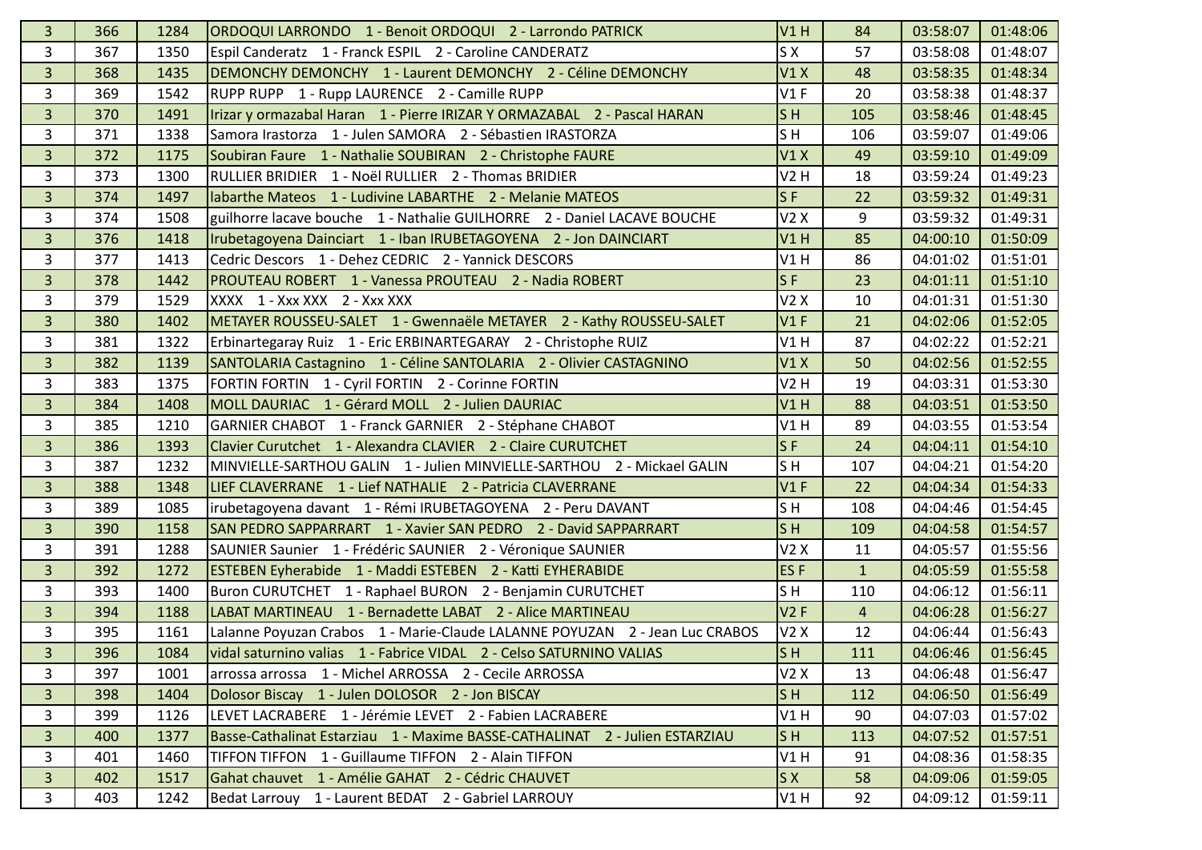| 3 | 366 | 1284 | ORDOQUI LARRONDO 1 - Benoit ORDOQUI 2 - Larrondo PATRICK | V1 H | 84 | 03:58:07 | 01:48:06 |
|---|---|---|---|---|---|---|---|
| 3 | 367 | 1350 | Espil Canderatz 1 - Franck ESPIL 2 - Caroline CANDERATZ | S X | 57 | 03:58:08 | 01:48:07 |
| 3 | 368 | 1435 | DEMONCHY DEMONCHY 1 - Laurent DEMONCHY 2 - Céline DEMONCHY | V1 X | 48 | 03:58:35 | 01:48:34 |
| 3 | 369 | 1542 | RUPP RUPP 1 - Rupp LAURENCE 2 - Camille RUPP | V1 F | 20 | 03:58:38 | 01:48:37 |
| 3 | 370 | 1491 | Irizar y ormazabal Haran 1 - Pierre IRIZAR Y ORMAZABAL 2 - Pascal HARAN | S H | 105 | 03:58:46 | 01:48:45 |
| 3 | 371 | 1338 | Samora Irastorza 1 - Julen SAMORA 2 - Sébastien IRASTORZA | S H | 106 | 03:59:07 | 01:49:06 |
| 3 | 372 | 1175 | Soubiran Faure 1 - Nathalie SOUBIRAN 2 - Christophe FAURE | V1 X | 49 | 03:59:10 | 01:49:09 |
| 3 | 373 | 1300 | RULLIER BRIDIER 1 - Noël RULLIER 2 - Thomas BRIDIER | V2 H | 18 | 03:59:24 | 01:49:23 |
| 3 | 374 | 1497 | labarthe Mateos 1 - Ludivine LABARTHE 2 - Melanie MATEOS | S F | 22 | 03:59:32 | 01:49:31 |
| 3 | 374 | 1508 | guilhorre lacave bouche 1 - Nathalie GUILHORRE 2 - Daniel LACAVE BOUCHE | V2 X | 9 | 03:59:32 | 01:49:31 |
| 3 | 376 | 1418 | Irubetagoyena Dainciart 1 - Iban IRUBETAGOYENA 2 - Jon DAINCIART | V1 H | 85 | 04:00:10 | 01:50:09 |
| 3 | 377 | 1413 | Cedric Descors 1 - Dehez CEDRIC 2 - Yannick DESCORS | V1 H | 86 | 04:01:02 | 01:51:01 |
| 3 | 378 | 1442 | PROUTEAU ROBERT 1 - Vanessa PROUTEAU 2 - Nadia ROBERT | S F | 23 | 04:01:11 | 01:51:10 |
| 3 | 379 | 1529 | XXXX 1 - Xxx XXX 2 - Xxx XXX | V2 X | 10 | 04:01:31 | 01:51:30 |
| 3 | 380 | 1402 | METAYER ROUSSEU-SALET 1 - Gwennaële METAYER 2 - Kathy ROUSSEU-SALET | V1 F | 21 | 04:02:06 | 01:52:05 |
| 3 | 381 | 1322 | Erbinartegaray Ruiz 1 - Eric ERBINARTEGARAY 2 - Christophe RUIZ | V1 H | 87 | 04:02:22 | 01:52:21 |
| 3 | 382 | 1139 | SANTOLARIA Castagnino 1 - Céline SANTOLARIA 2 - Olivier CASTAGNINO | V1 X | 50 | 04:02:56 | 01:52:55 |
| 3 | 383 | 1375 | FORTIN FORTIN 1 - Cyril FORTIN 2 - Corinne FORTIN | V2 H | 19 | 04:03:31 | 01:53:30 |
| 3 | 384 | 1408 | MOLL DAURIAC 1 - Gérard MOLL 2 - Julien DAURIAC | V1 H | 88 | 04:03:51 | 01:53:50 |
| 3 | 385 | 1210 | GARNIER CHABOT 1 - Franck GARNIER 2 - Stéphane CHABOT | V1 H | 89 | 04:03:55 | 01:53:54 |
| 3 | 386 | 1393 | Clavier Curutchet 1 - Alexandra CLAVIER 2 - Claire CURUTCHET | S F | 24 | 04:04:11 | 01:54:10 |
| 3 | 387 | 1232 | MINVIELLE-SARTHOU GALIN 1 - Julien MINVIELLE-SARTHOU 2 - Mickael GALIN | S H | 107 | 04:04:21 | 01:54:20 |
| 3 | 388 | 1348 | LIEF CLAVERRANE 1 - Lief NATHALIE 2 - Patricia CLAVERRANE | V1 F | 22 | 04:04:34 | 01:54:33 |
| 3 | 389 | 1085 | irubetagoyena davant 1 - Rémi IRUBETAGOYENA 2 - Peru DAVANT | S H | 108 | 04:04:46 | 01:54:45 |
| 3 | 390 | 1158 | SAN PEDRO SAPPARRART 1 - Xavier SAN PEDRO 2 - David SAPPARRART | S H | 109 | 04:04:58 | 01:54:57 |
| 3 | 391 | 1288 | SAUNIER Saunier 1 - Frédéric SAUNIER 2 - Véronique SAUNIER | V2 X | 11 | 04:05:57 | 01:55:56 |
| 3 | 392 | 1272 | ESTEBEN Eyherabide 1 - Maddi ESTEBEN 2 - Katti EYHERABIDE | ES F | 1 | 04:05:59 | 01:55:58 |
| 3 | 393 | 1400 | Buron CURUTCHET 1 - Raphael BURON 2 - Benjamin CURUTCHET | S H | 110 | 04:06:12 | 01:56:11 |
| 3 | 394 | 1188 | LABAT MARTINEAU 1 - Bernadette LABAT 2 - Alice MARTINEAU | V2 F | 4 | 04:06:28 | 01:56:27 |
| 3 | 395 | 1161 | Lalanne Poyuzan Crabos 1 - Marie-Claude LALANNE POYUZAN 2 - Jean Luc CRABOS | V2 X | 12 | 04:06:44 | 01:56:43 |
| 3 | 396 | 1084 | vidal saturnino valias 1 - Fabrice VIDAL 2 - Celso SATURNINO VALIAS | S H | 111 | 04:06:46 | 01:56:45 |
| 3 | 397 | 1001 | arrossa arrossa 1 - Michel ARROSSA 2 - Cecile ARROSSA | V2 X | 13 | 04:06:48 | 01:56:47 |
| 3 | 398 | 1404 | Dolosor Biscay 1 - Julen DOLOSOR 2 - Jon BISCAY | S H | 112 | 04:06:50 | 01:56:49 |
| 3 | 399 | 1126 | LEVET LACRABERE 1 - Jérémie LEVET 2 - Fabien LACRABERE | V1 H | 90 | 04:07:03 | 01:57:02 |
| 3 | 400 | 1377 | Basse-Cathalinat Estarziau 1 - Maxime BASSE-CATHALINAT 2 - Julien ESTARZIAU | S H | 113 | 04:07:52 | 01:57:51 |
| 3 | 401 | 1460 | TIFFON TIFFON 1 - Guillaume TIFFON 2 - Alain TIFFON | V1 H | 91 | 04:08:36 | 01:58:35 |
| 3 | 402 | 1517 | Gahat chauvet 1 - Amélie GAHAT 2 - Cédric CHAUVET | S X | 58 | 04:09:06 | 01:59:05 |
| 3 | 403 | 1242 | Bedat Larrouy 1 - Laurent BEDAT 2 - Gabriel LARROUY | V1 H | 92 | 04:09:12 | 01:59:11 |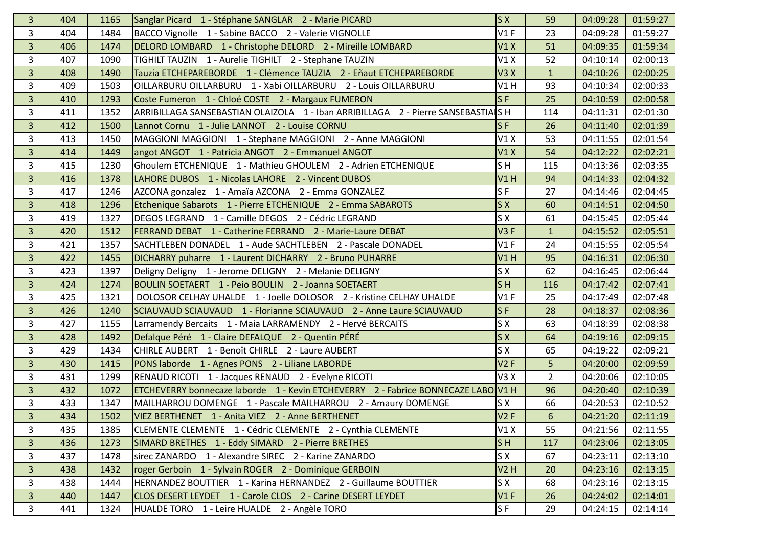| 3 | 404 | 1165 | Sanglar Picard 1 - Stéphane SANGLAR 2 - Marie PICARD | S X | 59 | 04:09:28 | 01:59:27 |
|---|---|---|---|---|---|---|---|
| 3 | 404 | 1484 | BACCO Vignolle 1 - Sabine BACCO 2 - Valerie VIGNOLLE | V1 F | 23 | 04:09:28 | 01:59:27 |
| 3 | 406 | 1474 | DELORD LOMBARD 1 - Christophe DELORD 2 - Mireille LOMBARD | V1 X | 51 | 04:09:35 | 01:59:34 |
| 3 | 407 | 1090 | TIGHILT TAUZIN 1 - Aurelie TIGHILT 2 - Stephane TAUZIN | V1 X | 52 | 04:10:14 | 02:00:13 |
| 3 | 408 | 1490 | Tauzia ETCHEPAREBORDE 1 - Clémence TAUZIA 2 - Eñaut ETCHEPAREBORDE | V3 X | 1 | 04:10:26 | 02:00:25 |
| 3 | 409 | 1503 | OILLARBURU OILLARBURU 1 - Xabi OILLARBURU 2 - Louis OILLARBURU | V1 H | 93 | 04:10:34 | 02:00:33 |
| 3 | 410 | 1293 | Coste Fumeron 1 - Chloé COSTE 2 - Margaux FUMERON | S F | 25 | 04:10:59 | 02:00:58 |
| 3 | 411 | 1352 | ARRIBILLAGA SANSEBASTIAN OLAIZOLA 1 - Iban ARRIBILLAGA 2 - Pierre SANSEBASTIA | S H | 114 | 04:11:31 | 02:01:30 |
| 3 | 412 | 1500 | Lannot Cornu 1 - Julie LANNOT 2 - Louise CORNU | S F | 26 | 04:11:40 | 02:01:39 |
| 3 | 413 | 1450 | MAGGIONI MAGGIONI 1 - Stephane MAGGIONI 2 - Anne MAGGIONI | V1 X | 53 | 04:11:55 | 02:01:54 |
| 3 | 414 | 1449 | angot ANGOT 1 - Patricia ANGOT 2 - Emmanuel ANGOT | V1 X | 54 | 04:12:22 | 02:02:21 |
| 3 | 415 | 1230 | Ghoulem ETCHENIQUE 1 - Mathieu GHOULEM 2 - Adrien ETCHENIQUE | S H | 115 | 04:13:36 | 02:03:35 |
| 3 | 416 | 1378 | LAHORE DUBOS 1 - Nicolas LAHORE 2 - Vincent DUBOS | V1 H | 94 | 04:14:33 | 02:04:32 |
| 3 | 417 | 1246 | AZCONA gonzalez 1 - Amaïa AZCONA 2 - Emma GONZALEZ | S F | 27 | 04:14:46 | 02:04:45 |
| 3 | 418 | 1296 | Etchenique Sabarots 1 - Pierre ETCHENIQUE 2 - Emma SABAROTS | S X | 60 | 04:14:51 | 02:04:50 |
| 3 | 419 | 1327 | DEGOS LEGRAND 1 - Camille DEGOS 2 - Cédric LEGRAND | S X | 61 | 04:15:45 | 02:05:44 |
| 3 | 420 | 1512 | FERRAND DEBAT 1 - Catherine FERRAND 2 - Marie-Laure DEBAT | V3 F | 1 | 04:15:52 | 02:05:51 |
| 3 | 421 | 1357 | SACHTLEBEN DONADEL 1 - Aude SACHTLEBEN 2 - Pascale DONADEL | V1 F | 24 | 04:15:55 | 02:05:54 |
| 3 | 422 | 1455 | DICHARRY puharre 1 - Laurent DICHARRY 2 - Bruno PUHARRE | V1 H | 95 | 04:16:31 | 02:06:30 |
| 3 | 423 | 1397 | Deligny Deligny 1 - Jerome DELIGNY 2 - Melanie DELIGNY | S X | 62 | 04:16:45 | 02:06:44 |
| 3 | 424 | 1274 | BOULIN SOETAERT 1 - Peio BOULIN 2 - Joanna SOETAERT | S H | 116 | 04:17:42 | 02:07:41 |
| 3 | 425 | 1321 | DOLOSOR CELHAY UHALDE 1 - Joelle DOLOSOR 2 - Kristine CELHAY UHALDE | V1 F | 25 | 04:17:49 | 02:07:48 |
| 3 | 426 | 1240 | SCIAUVAUD SCIAUVAUD 1 - Florianne SCIAUVAUD 2 - Anne Laure SCIAUVAUD | S F | 28 | 04:18:37 | 02:08:36 |
| 3 | 427 | 1155 | Larramendy Bercaits 1 - Maia LARRAMENDY 2 - Hervé BERCAITS | S X | 63 | 04:18:39 | 02:08:38 |
| 3 | 428 | 1492 | Defalque Péré 1 - Claire DEFALQUE 2 - Quentin PÉRÉ | S X | 64 | 04:19:16 | 02:09:15 |
| 3 | 429 | 1434 | CHIRLE AUBERT 1 - Benoît CHIRLE 2 - Laure AUBERT | S X | 65 | 04:19:22 | 02:09:21 |
| 3 | 430 | 1415 | PONS laborde 1 - Agnes PONS 2 - Liliane LABORDE | V2 F | 5 | 04:20:00 | 02:09:59 |
| 3 | 431 | 1299 | RENAUD RICOTI 1 - Jacques RENAUD 2 - Evelyne RICOTI | V3 X | 2 | 04:20:06 | 02:10:05 |
| 3 | 432 | 1072 | ETCHEVERRY bonnecaze laborde 1 - Kevin ETCHEVERRY 2 - Fabrice BONNECAZE LABO | V1 H | 96 | 04:20:40 | 02:10:39 |
| 3 | 433 | 1347 | MAILHARROU DOMENGE 1 - Pascale MAILHARROU 2 - Amaury DOMENGE | S X | 66 | 04:20:53 | 02:10:52 |
| 3 | 434 | 1502 | VIEZ BERTHENET 1 - Anita VIEZ 2 - Anne BERTHENET | V2 F | 6 | 04:21:20 | 02:11:19 |
| 3 | 435 | 1385 | CLEMENTE CLEMENTE 1 - Cédric CLEMENTE 2 - Cynthia CLEMENTE | V1 X | 55 | 04:21:56 | 02:11:55 |
| 3 | 436 | 1273 | SIMARD BRETHES 1 - Eddy SIMARD 2 - Pierre BRETHES | S H | 117 | 04:23:06 | 02:13:05 |
| 3 | 437 | 1478 | sirec ZANARDO 1 - Alexandre SIREC 2 - Karine ZANARDO | S X | 67 | 04:23:11 | 02:13:10 |
| 3 | 438 | 1432 | roger Gerboin 1 - Sylvain ROGER 2 - Dominique GERBOIN | V2 H | 20 | 04:23:16 | 02:13:15 |
| 3 | 438 | 1444 | HERNANDEZ BOUTTIER 1 - Karina HERNANDEZ 2 - Guillaume BOUTTIER | S X | 68 | 04:23:16 | 02:13:15 |
| 3 | 440 | 1447 | CLOS DESERT LEYDET 1 - Carole CLOS 2 - Carine DESERT LEYDET | V1 F | 26 | 04:24:02 | 02:14:01 |
| 3 | 441 | 1324 | HUALDE TORO 1 - Leire HUALDE 2 - Angèle TORO | S F | 29 | 04:24:15 | 02:14:14 |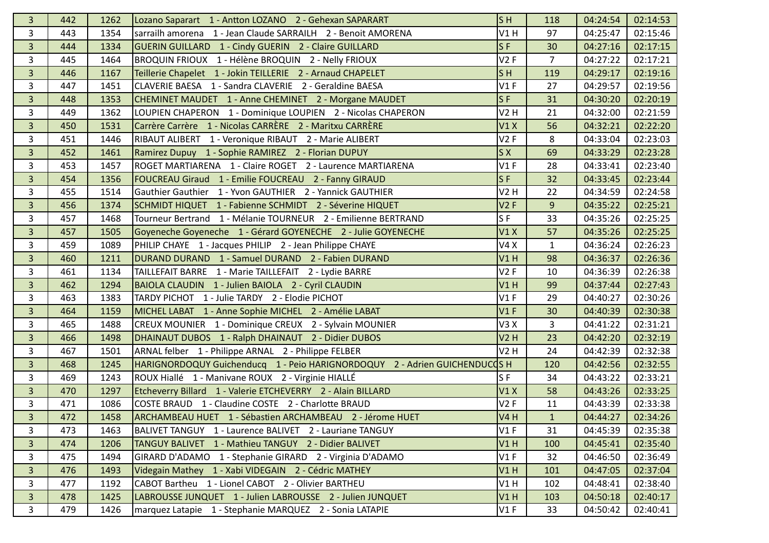| 3 | 442 | 1262 | Lozano Saparart 1 - Antton LOZANO 2 - Gehexan SAPARART | S H | 118 | 04:24:54 | 02:14:53 |
|---|---|---|---|---|---|---|---|
| 3 | 443 | 1354 | sarrailh amorena 1 - Jean Claude SARRAILH 2 - Benoit AMORENA | V1 H | 97 | 04:25:47 | 02:15:46 |
| 3 | 444 | 1334 | GUERIN GUILLARD 1 - Cindy GUERIN 2 - Claire GUILLARD | S F | 30 | 04:27:16 | 02:17:15 |
| 3 | 445 | 1464 | BROQUIN FRIOUX 1 - Hélène BROQUIN 2 - Nelly FRIOUX | V2 F | 7 | 04:27:22 | 02:17:21 |
| 3 | 446 | 1167 | Teillerie Chapelet 1 - Jokin TEILLERIE 2 - Arnaud CHAPELET | S H | 119 | 04:29:17 | 02:19:16 |
| 3 | 447 | 1451 | CLAVERIE BAESA 1 - Sandra CLAVERIE 2 - Geraldine BAESA | V1 F | 27 | 04:29:57 | 02:19:56 |
| 3 | 448 | 1353 | CHEMINET MAUDET 1 - Anne CHEMINET 2 - Morgane MAUDET | S F | 31 | 04:30:20 | 02:20:19 |
| 3 | 449 | 1362 | LOUPIEN CHAPERON 1 - Dominique LOUPIEN 2 - Nicolas CHAPERON | V2 H | 21 | 04:32:00 | 02:21:59 |
| 3 | 450 | 1531 | Carrère Carrère 1 - Nicolas CARRÈRE 2 - Maritxu CARRÈRE | V1 X | 56 | 04:32:21 | 02:22:20 |
| 3 | 451 | 1446 | RIBAUT ALIBERT 1 - Veronique RIBAUT 2 - Marie ALIBERT | V2 F | 8 | 04:33:04 | 02:23:03 |
| 3 | 452 | 1461 | Ramirez Dupuy 1 - Sophie RAMIREZ 2 - Florian DUPUY | S X | 69 | 04:33:29 | 02:23:28 |
| 3 | 453 | 1457 | ROGET MARTIARENA 1 - Claire ROGET 2 - Laurence MARTIARENA | V1 F | 28 | 04:33:41 | 02:23:40 |
| 3 | 454 | 1356 | FOUCREAU Giraud 1 - Emilie FOUCREAU 2 - Fanny GIRAUD | S F | 32 | 04:33:45 | 02:23:44 |
| 3 | 455 | 1514 | Gauthier Gauthier 1 - Yvon GAUTHIER 2 - Yannick GAUTHIER | V2 H | 22 | 04:34:59 | 02:24:58 |
| 3 | 456 | 1374 | SCHMIDT HIQUET 1 - Fabienne SCHMIDT 2 - Séverine HIQUET | V2 F | 9 | 04:35:22 | 02:25:21 |
| 3 | 457 | 1468 | Tourneur Bertrand 1 - Mélanie TOURNEUR 2 - Emilienne BERTRAND | S F | 33 | 04:35:26 | 02:25:25 |
| 3 | 457 | 1505 | Goyeneche Goyeneche 1 - Gérard GOYENECHE 2 - Julie GOYENECHE | V1 X | 57 | 04:35:26 | 02:25:25 |
| 3 | 459 | 1089 | PHILIP CHAYE 1 - Jacques PHILIP 2 - Jean Philippe CHAYE | V4 X | 1 | 04:36:24 | 02:26:23 |
| 3 | 460 | 1211 | DURAND DURAND 1 - Samuel DURAND 2 - Fabien DURAND | V1 H | 98 | 04:36:37 | 02:26:36 |
| 3 | 461 | 1134 | TAILLEFAIT BARRE 1 - Marie TAILLEFAIT 2 - Lydie BARRE | V2 F | 10 | 04:36:39 | 02:26:38 |
| 3 | 462 | 1294 | BAIOLA CLAUDIN 1 - Julien BAIOLA 2 - Cyril CLAUDIN | V1 H | 99 | 04:37:44 | 02:27:43 |
| 3 | 463 | 1383 | TARDY PICHOT 1 - Julie TARDY 2 - Elodie PICHOT | V1 F | 29 | 04:40:27 | 02:30:26 |
| 3 | 464 | 1159 | MICHEL LABAT 1 - Anne Sophie MICHEL 2 - Amélie LABAT | V1 F | 30 | 04:40:39 | 02:30:38 |
| 3 | 465 | 1488 | CREUX MOUNIER 1 - Dominique CREUX 2 - Sylvain MOUNIER | V3 X | 3 | 04:41:22 | 02:31:21 |
| 3 | 466 | 1498 | DHAINAUT DUBOS 1 - Ralph DHAINAUT 2 - Didier DUBOS | V2 H | 23 | 04:42:20 | 02:32:19 |
| 3 | 467 | 1501 | ARNAL felber 1 - Philippe ARNAL 2 - Philippe FELBER | V2 H | 24 | 04:42:39 | 02:32:38 |
| 3 | 468 | 1245 | HARIGNORDOQUY Guichenducq 1 - Peio HARIGNORDOQUY 2 - Adrien GUICHENDUCQ | S H | 120 | 04:42:56 | 02:32:55 |
| 3 | 469 | 1243 | ROUX Hiallé 1 - Manivane ROUX 2 - Virginie HIALLÉ | S F | 34 | 04:43:22 | 02:33:21 |
| 3 | 470 | 1297 | Etcheverry Billard 1 - Valerie ETCHEVERRY 2 - Alain BILLARD | V1 X | 58 | 04:43:26 | 02:33:25 |
| 3 | 471 | 1086 | COSTE BRAUD 1 - Claudine COSTE 2 - Charlotte BRAUD | V2 F | 11 | 04:43:39 | 02:33:38 |
| 3 | 472 | 1458 | ARCHAMBEAU HUET 1 - Sébastien ARCHAMBEAU 2 - Jérome HUET | V4 H | 1 | 04:44:27 | 02:34:26 |
| 3 | 473 | 1463 | BALIVET TANGUY 1 - Laurence BALIVET 2 - Lauriane TANGUY | V1 F | 31 | 04:45:39 | 02:35:38 |
| 3 | 474 | 1206 | TANGUY BALIVET 1 - Mathieu TANGUY 2 - Didier BALIVET | V1 H | 100 | 04:45:41 | 02:35:40 |
| 3 | 475 | 1494 | GIRARD D'ADAMO 1 - Stephanie GIRARD 2 - Virginia D'ADAMO | V1 F | 32 | 04:46:50 | 02:36:49 |
| 3 | 476 | 1493 | Videgain Mathey 1 - Xabi VIDEGAIN 2 - Cédric MATHEY | V1 H | 101 | 04:47:05 | 02:37:04 |
| 3 | 477 | 1192 | CABOT Bartheu 1 - Lionel CABOT 2 - Olivier BARTHEU | V1 H | 102 | 04:48:41 | 02:38:40 |
| 3 | 478 | 1425 | LABROUSSE JUNQUET 1 - Julien LABROUSSE 2 - Julien JUNQUET | V1 H | 103 | 04:50:18 | 02:40:17 |
| 3 | 479 | 1426 | marquez Latapie 1 - Stephanie MARQUEZ 2 - Sonia LATAPIE | V1 F | 33 | 04:50:42 | 02:40:41 |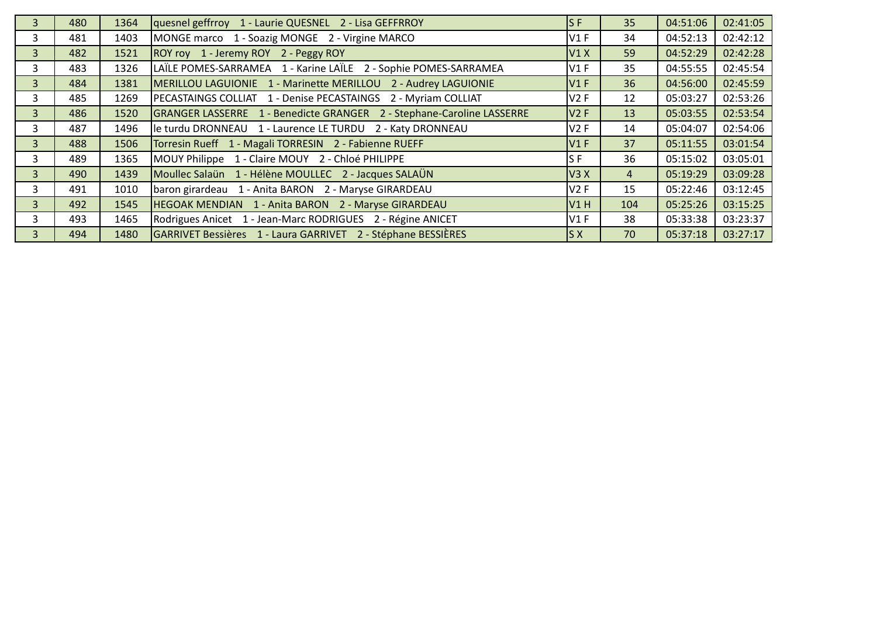| | | | | | | | |
|---|---|---|---|---|---|---|---|
| 3 | 480 | 1364 | quesnel geffrroy 1 - Laurie QUESNEL 2 - Lisa GEFFRROY | S F | 35 | 04:51:06 | 02:41:05 |
| 3 | 481 | 1403 | MONGE marco 1 - Soazig MONGE 2 - Virgine MARCO | V1 F | 34 | 04:52:13 | 02:42:12 |
| 3 | 482 | 1521 | ROY roy 1 - Jeremy ROY 2 - Peggy ROY | V1 X | 59 | 04:52:29 | 02:42:28 |
| 3 | 483 | 1326 | LAÏLE POMES-SARRAMEA 1 - Karine LAÏLE 2 - Sophie POMES-SARRAMEA | V1 F | 35 | 04:55:55 | 02:45:54 |
| 3 | 484 | 1381 | MERILLOU LAGUIONIE 1 - Marinette MERILLOU 2 - Audrey LAGUIONIE | V1 F | 36 | 04:56:00 | 02:45:59 |
| 3 | 485 | 1269 | PECASTAINGS COLLIAT 1 - Denise PECASTAINGS 2 - Myriam COLLIAT | V2 F | 12 | 05:03:27 | 02:53:26 |
| 3 | 486 | 1520 | GRANGER LASSERRE 1 - Benedicte GRANGER 2 - Stephane-Caroline LASSERRE | V2 F | 13 | 05:03:55 | 02:53:54 |
| 3 | 487 | 1496 | le turdu DRONNEAU 1 - Laurence LE TURDU 2 - Katy DRONNEAU | V2 F | 14 | 05:04:07 | 02:54:06 |
| 3 | 488 | 1506 | Torresin Rueff 1 - Magali TORRESIN 2 - Fabienne RUEFF | V1 F | 37 | 05:11:55 | 03:01:54 |
| 3 | 489 | 1365 | MOUY Philippe 1 - Claire MOUY 2 - Chloé PHILIPPE | S F | 36 | 05:15:02 | 03:05:01 |
| 3 | 490 | 1439 | Moullec Salaün 1 - Hélène MOULLEC 2 - Jacques SALAÜN | V3 X | 4 | 05:19:29 | 03:09:28 |
| 3 | 491 | 1010 | baron girardeau 1 - Anita BARON 2 - Maryse GIRARDEAU | V2 F | 15 | 05:22:46 | 03:12:45 |
| 3 | 492 | 1545 | HEGOAK MENDIAN 1 - Anita BARON 2 - Maryse GIRARDEAU | V1 H | 104 | 05:25:26 | 03:15:25 |
| 3 | 493 | 1465 | Rodrigues Anicet 1 - Jean-Marc RODRIGUES 2 - Régine ANICET | V1 F | 38 | 05:33:38 | 03:23:37 |
| 3 | 494 | 1480 | GARRIVET Bessières 1 - Laura GARRIVET 2 - Stéphane BESSIÈRES | S X | 70 | 05:37:18 | 03:27:17 |